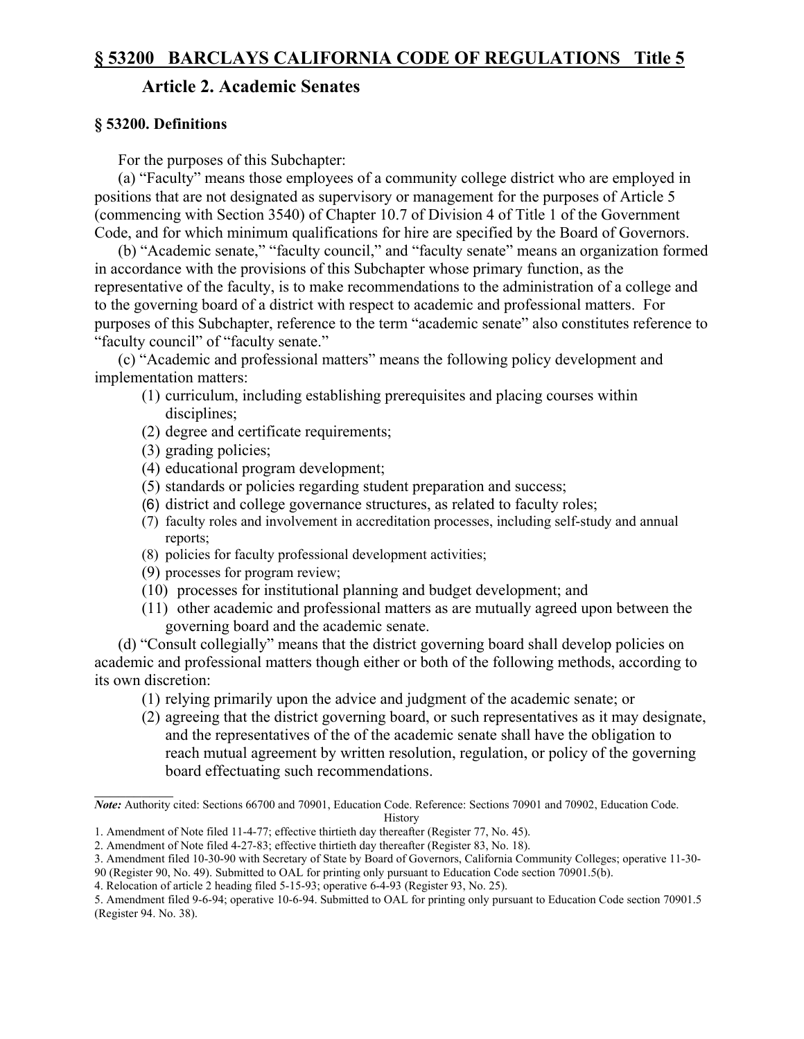## § 53200 BARCLAYS CALIFORNIA CODE OF REGULATIONS Title 5

### Article 2. Academic Senates

**§ 53200. Definitions**

For the purposes of this Subchapter:

(a) "Faculty" means those employees of a community college district who are employed in positions that are not designated as supervisory or management for the purposes of Article 5 (commencing with Section 3540) of Chapter 10.7 of Division 4 of Title 1 of the Government Code, and for which minimum qualifications for hire are specified by the Board of Governors.

(b) "Academic senate," "faculty council," and "faculty senate" means an organization formed in accordance with the provisions of this Subchapter whose primary function, as the representative of the faculty, is to make recommendations to the administration of a college and to the governing board of a district with respect to academic and professional matters. For purposes of this Subchapter, reference to the term "academic senate" also constitutes reference to "faculty council" of "faculty senate."

(c) "Academic and professional matters" means the following policy development and implementation matters:

(1) curriculum, including establishing prerequisites and placing courses within disciplines;
(2) degree and certificate requirements;
(3) grading policies;
(4) educational program development;
(5) standards or policies regarding student preparation and success;
(6) district and college governance structures, as related to faculty roles;
(7) faculty roles and involvement in accreditation processes, including self-study and annual reports;
(8) policies for faculty professional development activities;
(9) processes for program review;
(10) processes for institutional planning and budget development; and
(11) other academic and professional matters as are mutually agreed upon between the governing board and the academic senate.

(d) "Consult collegially" means that the district governing board shall develop policies on academic and professional matters though either or both of the following methods, according to its own discretion:

(1) relying primarily upon the advice and judgment of the academic senate; or
(2) agreeing that the district governing board, or such representatives as it may designate, and the representatives of the of the academic senate shall have the obligation to reach mutual agreement by written resolution, regulation, or policy of the governing board effectuating such recommendations.

---

*Note:* Authority cited: Sections 66700 and 70901, Education Code. Reference: Sections 70901 and 70902, Education Code.

History

1. Amendment of Note filed 11-4-77; effective thirtieth day thereafter (Register 77, No. 45).
2. Amendment of Note filed 4-27-83; effective thirtieth day thereafter (Register 83, No. 18).
3. Amendment filed 10-30-90 with Secretary of State by Board of Governors, California Community Colleges; operative 11-30-90 (Register 90, No. 49). Submitted to OAL for printing only pursuant to Education Code section 70901.5(b).
4. Relocation of article 2 heading filed 5-15-93; operative 6-4-93 (Register 93, No. 25).
5. Amendment filed 9-6-94; operative 10-6-94. Submitted to OAL for printing only pursuant to Education Code section 70901.5 (Register 94. No. 38).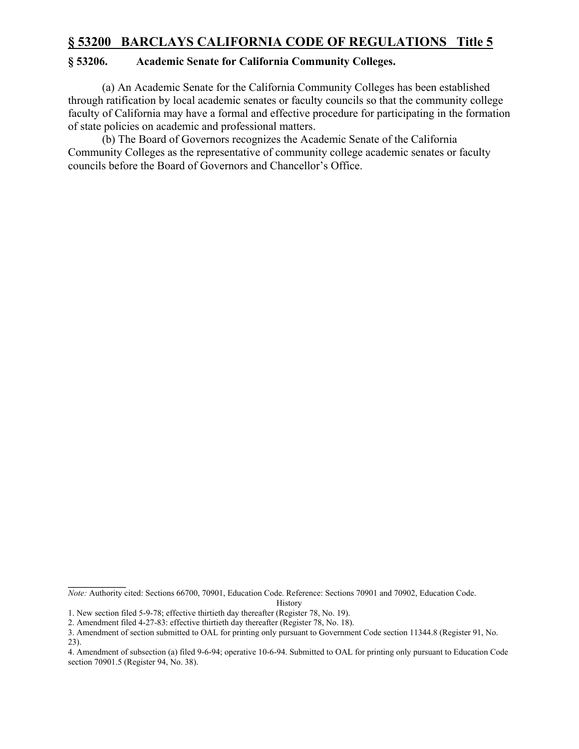## § 53206. Academic Senate for California Community Colleges.

(a) An Academic Senate for the California Community Colleges has been established through ratification by local academic senates or faculty councils so that the community college faculty of California may have a formal and effective procedure for participating in the formation of state policies on academic and professional matters.

(b) The Board of Governors recognizes the Academic Senate of the California Community Colleges as the representative of community college academic senates or faculty councils before the Board of Governors and Chancellor's Office.

---

*Note:* Authority cited: Sections 66700, 70901, Education Code. Reference: Sections 70901 and 70902, Education Code.

History

1. New section filed 5-9-78; effective thirtieth day thereafter (Register 78, No. 19).
2. Amendment filed 4-27-83: effective thirtieth day thereafter (Register 78, No. 18).
3. Amendment of section submitted to OAL for printing only pursuant to Government Code section 11344.8 (Register 91, No. 23).
4. Amendment of subsection (a) filed 9-6-94; operative 10-6-94. Submitted to OAL for printing only pursuant to Education Code section 70901.5 (Register 94, No. 38).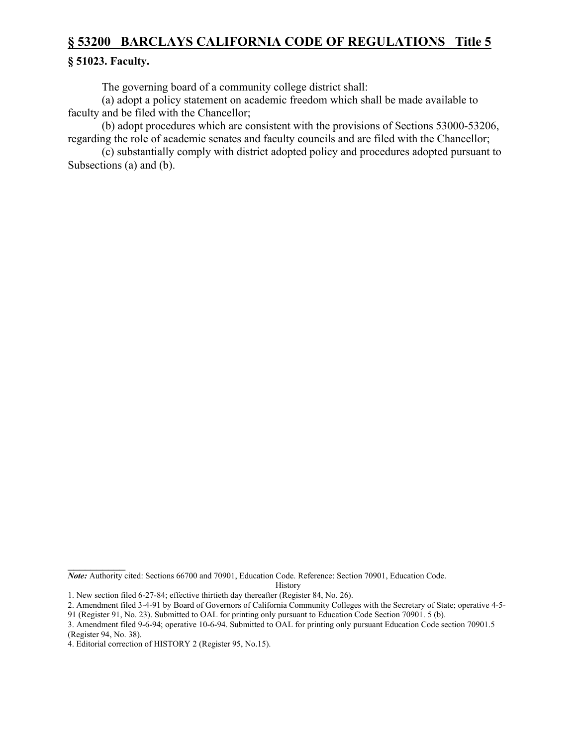### § 51023. Faculty.

The governing board of a community college district shall:

(a) adopt a policy statement on academic freedom which shall be made available to faculty and be filed with the Chancellor;

(b) adopt procedures which are consistent with the provisions of Sections 53000-53206, regarding the role of academic senates and faculty councils and are filed with the Chancellor;

(c) substantially comply with district adopted policy and procedures adopted pursuant to Subsections (a) and (b).

---

***Note:*** Authority cited: Sections 66700 and 70901, Education Code. Reference: Section 70901, Education Code.

History

1. New section filed 6-27-84; effective thirtieth day thereafter (Register 84, No. 26).
2. Amendment filed 3-4-91 by Board of Governors of California Community Colleges with the Secretary of State; operative 4-5-91 (Register 91, No. 23). Submitted to OAL for printing only pursuant to Education Code Section 70901. 5 (b).
3. Amendment filed 9-6-94; operative 10-6-94. Submitted to OAL for printing only pursuant Education Code section 70901.5 (Register 94, No. 38).
4. Editorial correction of HISTORY 2 (Register 95, No.15).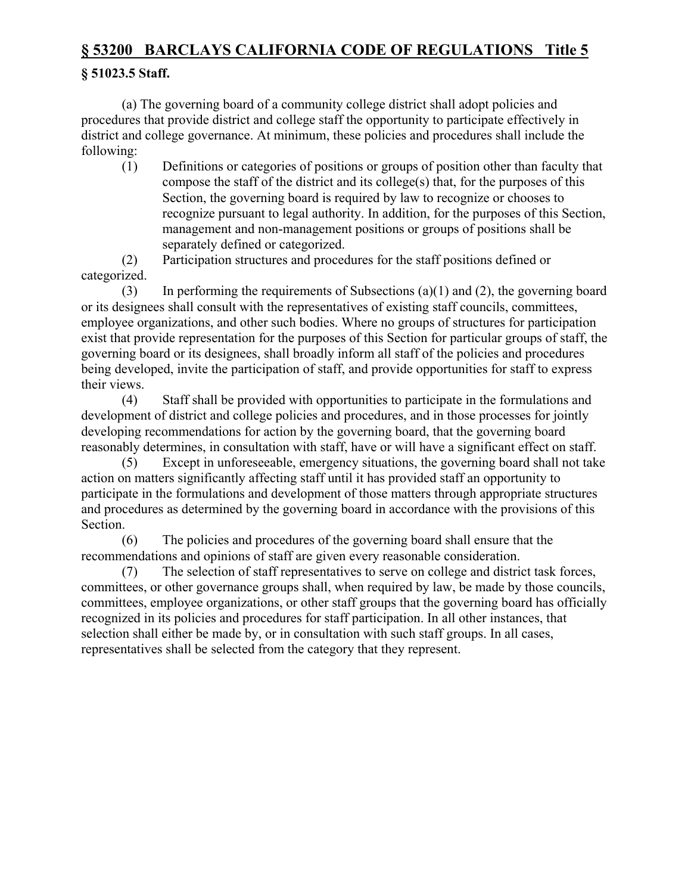## § 51023.5 Staff.

(a) The governing board of a community college district shall adopt policies and procedures that provide district and college staff the opportunity to participate effectively in district and college governance. At minimum, these policies and procedures shall include the following:

(1) Definitions or categories of positions or groups of position other than faculty that compose the staff of the district and its college(s) that, for the purposes of this Section, the governing board is required by law to recognize or chooses to recognize pursuant to legal authority. In addition, for the purposes of this Section, management and non-management positions or groups of positions shall be separately defined or categorized.

(2) Participation structures and procedures for the staff positions defined or categorized.

(3) In performing the requirements of Subsections (a)(1) and (2), the governing board or its designees shall consult with the representatives of existing staff councils, committees, employee organizations, and other such bodies. Where no groups of structures for participation exist that provide representation for the purposes of this Section for particular groups of staff, the governing board or its designees, shall broadly inform all staff of the policies and procedures being developed, invite the participation of staff, and provide opportunities for staff to express their views.

(4) Staff shall be provided with opportunities to participate in the formulations and development of district and college policies and procedures, and in those processes for jointly developing recommendations for action by the governing board, that the governing board reasonably determines, in consultation with staff, have or will have a significant effect on staff.

(5) Except in unforeseeable, emergency situations, the governing board shall not take action on matters significantly affecting staff until it has provided staff an opportunity to participate in the formulations and development of those matters through appropriate structures and procedures as determined by the governing board in accordance with the provisions of this Section.

(6) The policies and procedures of the governing board shall ensure that the recommendations and opinions of staff are given every reasonable consideration.

(7) The selection of staff representatives to serve on college and district task forces, committees, or other governance groups shall, when required by law, be made by those councils, committees, employee organizations, or other staff groups that the governing board has officially recognized in its policies and procedures for staff participation. In all other instances, that selection shall either be made by, or in consultation with such staff groups. In all cases, representatives shall be selected from the category that they represent.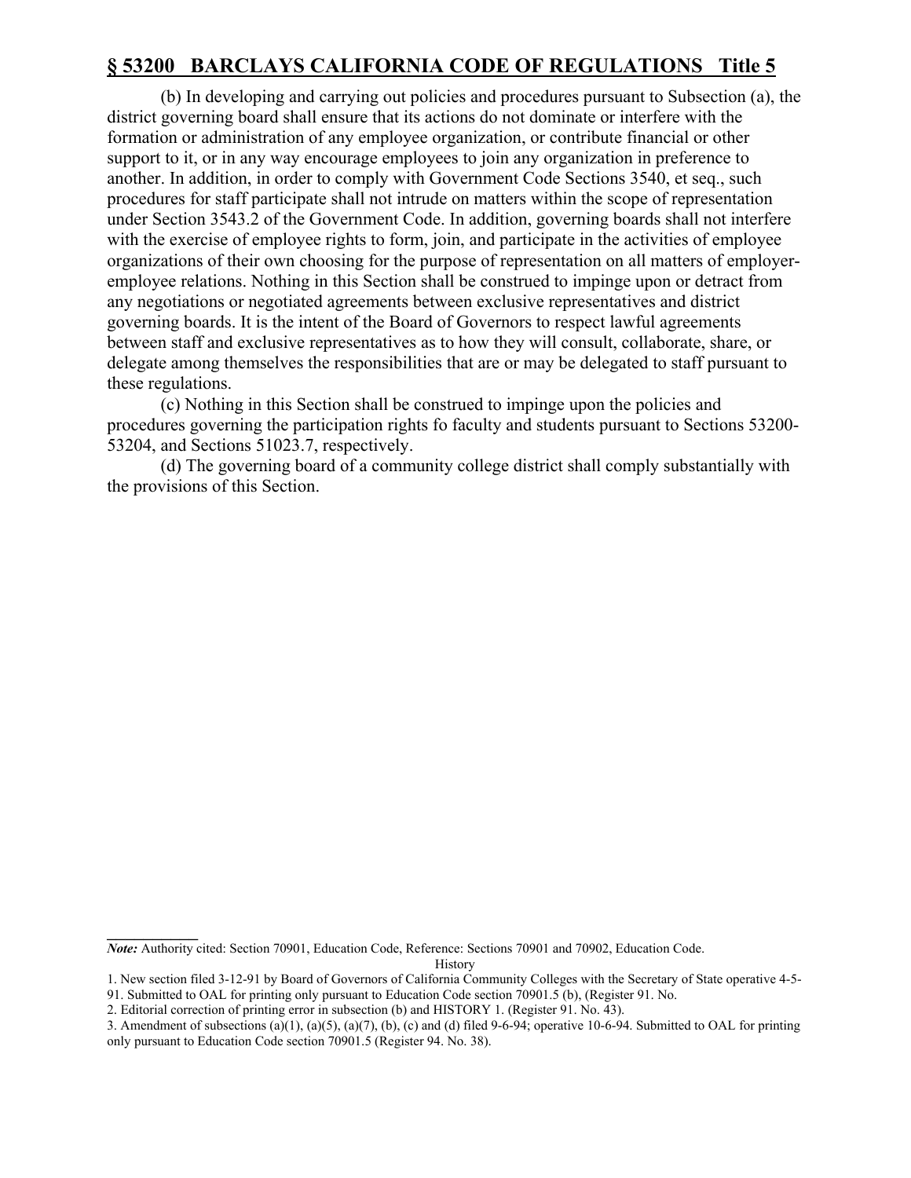(b) In developing and carrying out policies and procedures pursuant to Subsection (a), the district governing board shall ensure that its actions do not dominate or interfere with the formation or administration of any employee organization, or contribute financial or other support to it, or in any way encourage employees to join any organization in preference to another. In addition, in order to comply with Government Code Sections 3540, et seq., such procedures for staff participate shall not intrude on matters within the scope of representation under Section 3543.2 of the Government Code. In addition, governing boards shall not interfere with the exercise of employee rights to form, join, and participate in the activities of employee organizations of their own choosing for the purpose of representation on all matters of employer-employee relations. Nothing in this Section shall be construed to impinge upon or detract from any negotiations or negotiated agreements between exclusive representatives and district governing boards. It is the intent of the Board of Governors to respect lawful agreements between staff and exclusive representatives as to how they will consult, collaborate, share, or delegate among themselves the responsibilities that are or may be delegated to staff pursuant to these regulations.

(c) Nothing in this Section shall be construed to impinge upon the policies and procedures governing the participation rights fo faculty and students pursuant to Sections 53200-53204, and Sections 51023.7, respectively.

(d) The governing board of a community college district shall comply substantially with the provisions of this Section.

---

***Note:*** Authority cited: Section 70901, Education Code, Reference: Sections 70901 and 70902, Education Code.

History

1. New section filed 3-12-91 by Board of Governors of California Community Colleges with the Secretary of State operative 4-5-91. Submitted to OAL for printing only pursuant to Education Code section 70901.5 (b), (Register 91. No.
2. Editorial correction of printing error in subsection (b) and HISTORY 1. (Register 91. No. 43).
3. Amendment of subsections (a)(1), (a)(5), (a)(7), (b), (c) and (d) filed 9-6-94; operative 10-6-94. Submitted to OAL for printing only pursuant to Education Code section 70901.5 (Register 94. No. 38).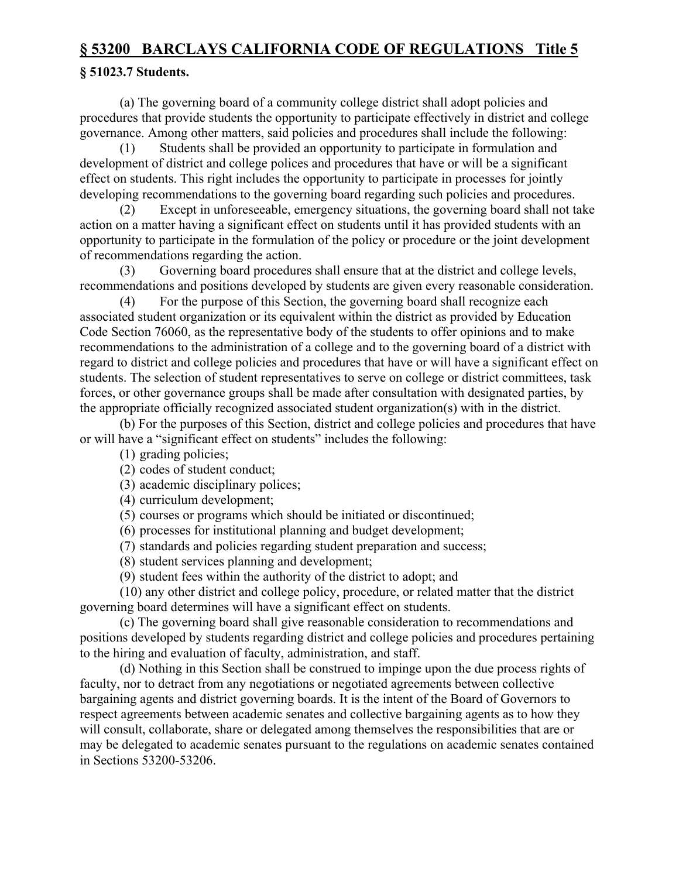## § 51023.7 Students.

(a) The governing board of a community college district shall adopt policies and procedures that provide students the opportunity to participate effectively in district and college governance. Among other matters, said policies and procedures shall include the following:

(1) Students shall be provided an opportunity to participate in formulation and development of district and college polices and procedures that have or will be a significant effect on students. This right includes the opportunity to participate in processes for jointly developing recommendations to the governing board regarding such policies and procedures.

(2) Except in unforeseeable, emergency situations, the governing board shall not take action on a matter having a significant effect on students until it has provided students with an opportunity to participate in the formulation of the policy or procedure or the joint development of recommendations regarding the action.

(3) Governing board procedures shall ensure that at the district and college levels, recommendations and positions developed by students are given every reasonable consideration.

(4) For the purpose of this Section, the governing board shall recognize each associated student organization or its equivalent within the district as provided by Education Code Section 76060, as the representative body of the students to offer opinions and to make recommendations to the administration of a college and to the governing board of a district with regard to district and college policies and procedures that have or will have a significant effect on students. The selection of student representatives to serve on college or district committees, task forces, or other governance groups shall be made after consultation with designated parties, by the appropriate officially recognized associated student organization(s) with in the district.

(b) For the purposes of this Section, district and college policies and procedures that have or will have a "significant effect on students" includes the following:

(1) grading policies;

(2) codes of student conduct;

(3) academic disciplinary polices;

(4) curriculum development;

(5) courses or programs which should be initiated or discontinued;

(6) processes for institutional planning and budget development;

(7) standards and policies regarding student preparation and success;

(8) student services planning and development;

(9) student fees within the authority of the district to adopt; and

(10) any other district and college policy, procedure, or related matter that the district governing board determines will have a significant effect on students.

(c) The governing board shall give reasonable consideration to recommendations and positions developed by students regarding district and college policies and procedures pertaining to the hiring and evaluation of faculty, administration, and staff.

(d) Nothing in this Section shall be construed to impinge upon the due process rights of faculty, nor to detract from any negotiations or negotiated agreements between collective bargaining agents and district governing boards. It is the intent of the Board of Governors to respect agreements between academic senates and collective bargaining agents as to how they will consult, collaborate, share or delegated among themselves the responsibilities that are or may be delegated to academic senates pursuant to the regulations on academic senates contained in Sections 53200-53206.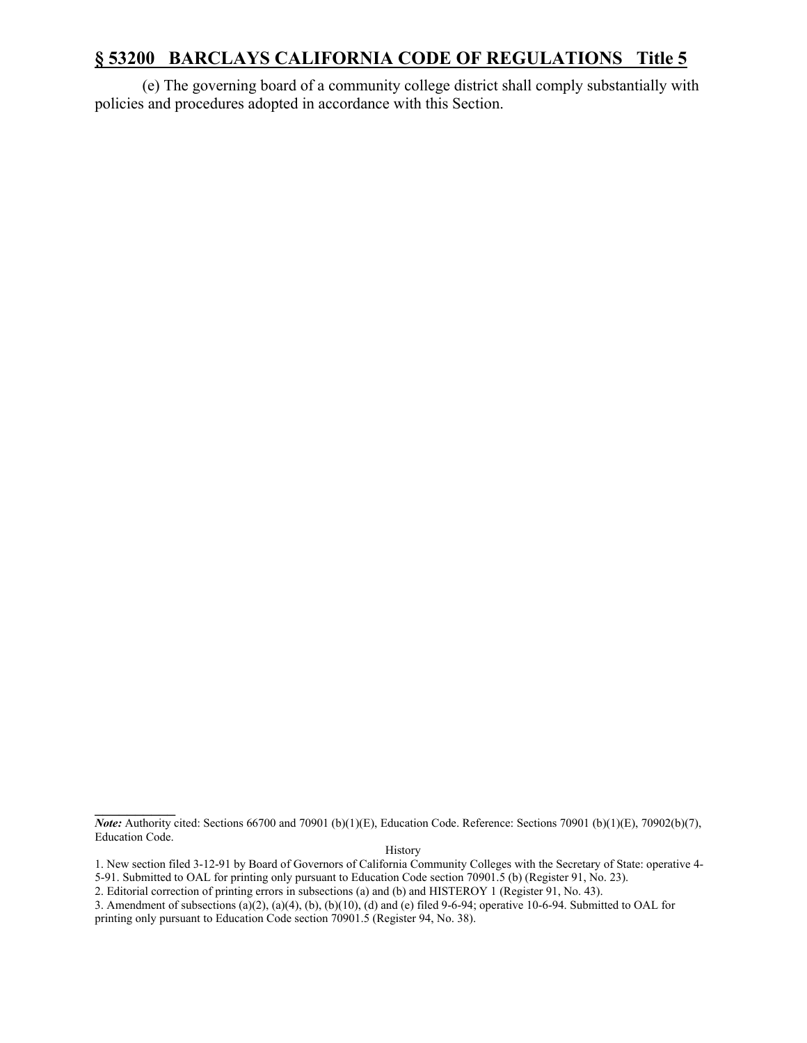(e) The governing board of a community college district shall comply substantially with policies and procedures adopted in accordance with this Section.

---

***Note:*** Authority cited: Sections 66700 and 70901 (b)(1)(E), Education Code. Reference: Sections 70901 (b)(1)(E), 70902(b)(7), Education Code.

History

1. New section filed 3-12-91 by Board of Governors of California Community Colleges with the Secretary of State: operative 4-5-91. Submitted to OAL for printing only pursuant to Education Code section 70901.5 (b) (Register 91, No. 23).
2. Editorial correction of printing errors in subsections (a) and (b) and HISTEROY 1 (Register 91, No. 43).
3. Amendment of subsections (a)(2), (a)(4), (b), (b)(10), (d) and (e) filed 9-6-94; operative 10-6-94. Submitted to OAL for printing only pursuant to Education Code section 70901.5 (Register 94, No. 38).